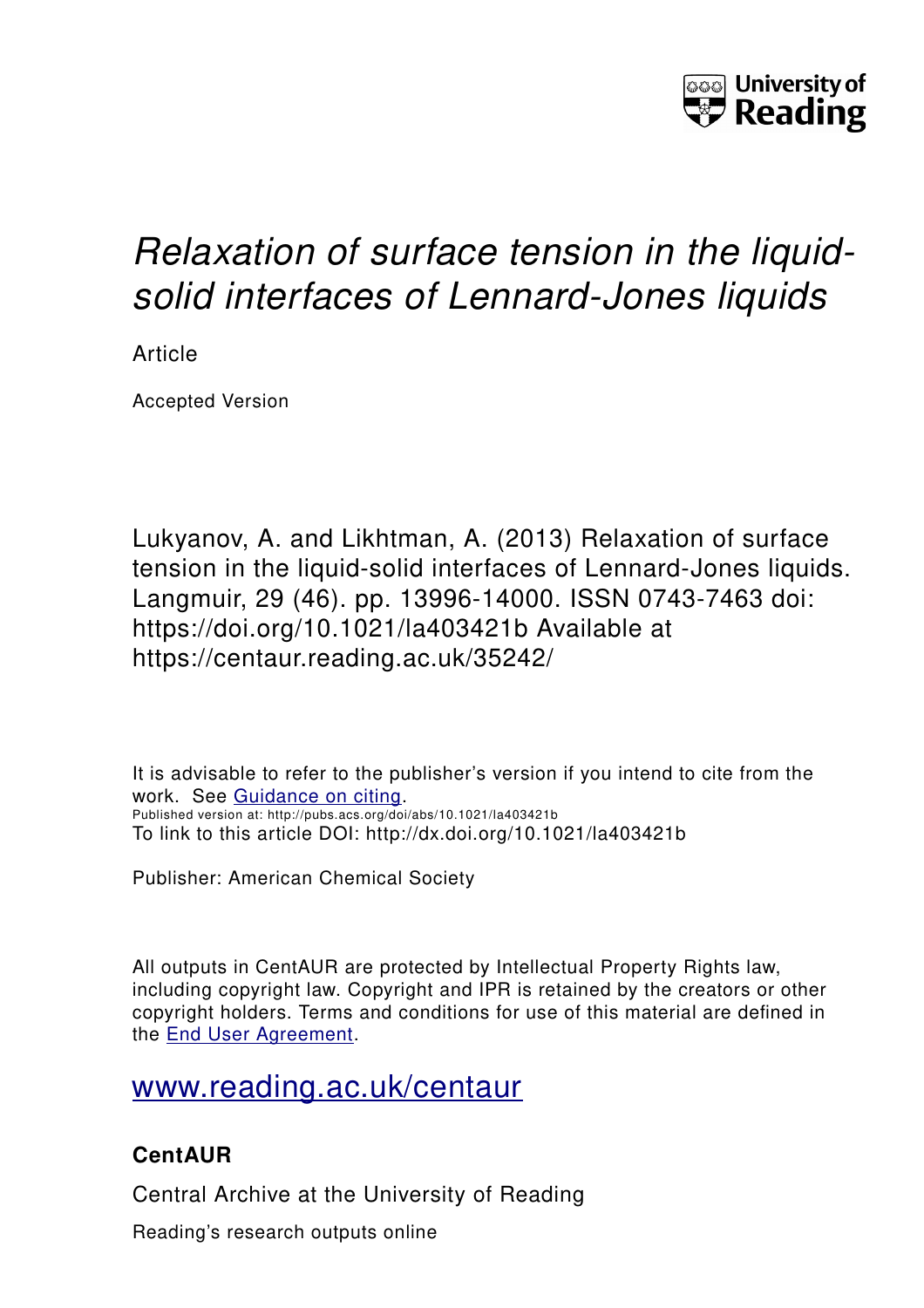University of Reading

# *Relaxation of surface tension in the liquid-solid interfaces of Lennard-Jones liquids*

Article

Accepted Version

Lukyanov, A. and Likhtman, A. (2013) Relaxation of surface tension in the liquid-solid interfaces of Lennard-Jones liquids. Langmuir, 29 (46). pp. 13996-14000. ISSN 0743-7463 doi: https://doi.org/10.1021/la403421b Available at https://centaur.reading.ac.uk/35242/

It is advisable to refer to the publisher's version if you intend to cite from the work. See Guidance on citing.
Published version at: http://pubs.acs.org/doi/abs/10.1021/la403421b
To link to this article DOI: http://dx.doi.org/10.1021/la403421b

Publisher: American Chemical Society

All outputs in CentAUR are protected by Intellectual Property Rights law, including copyright law. Copyright and IPR is retained by the creators or other copyright holders. Terms and conditions for use of this material are defined in the End User Agreement.

www.reading.ac.uk/centaur

## CentAUR

Central Archive at the University of Reading

Reading's research outputs online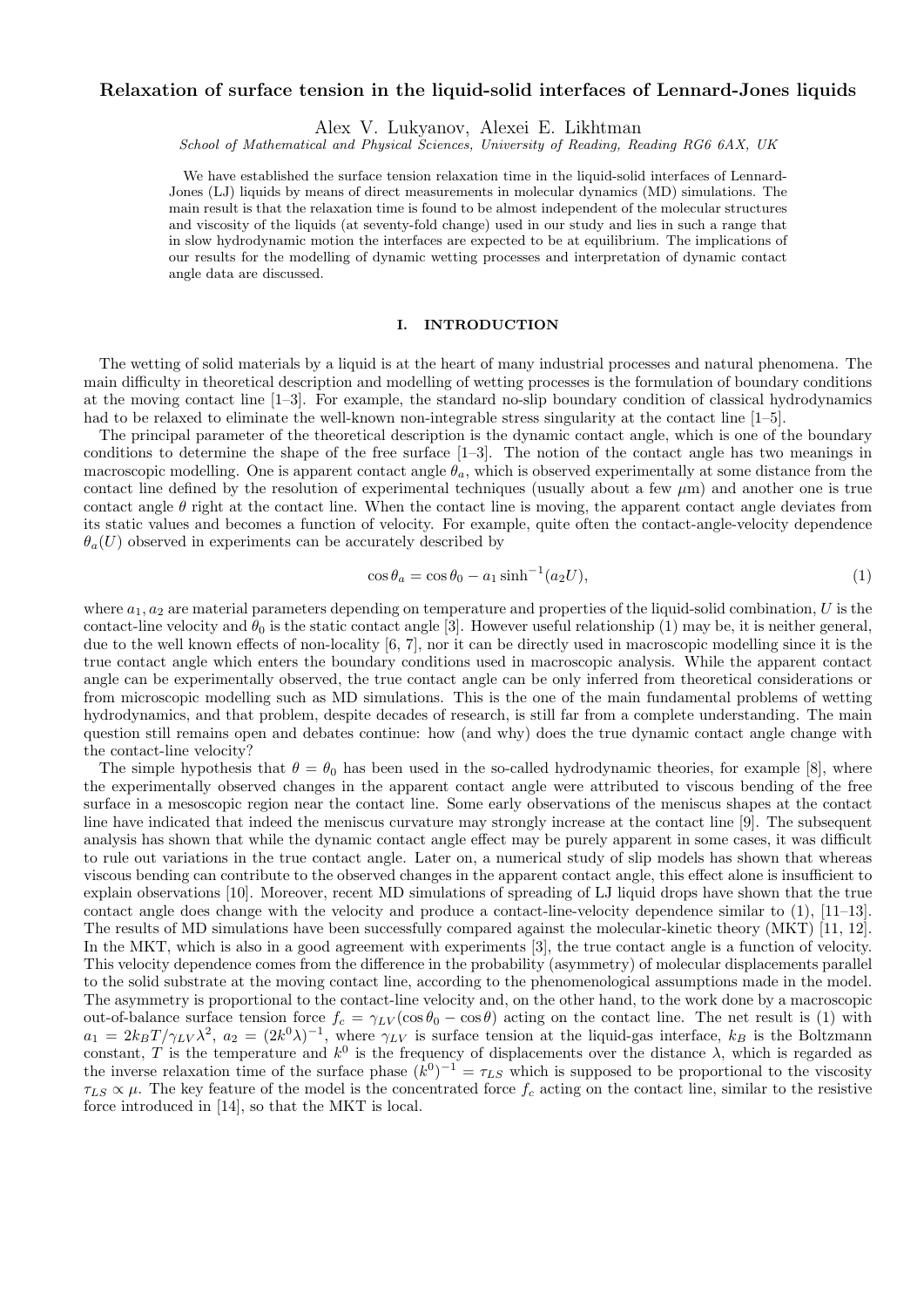# Relaxation of surface tension in the liquid-solid interfaces of Lennard-Jones liquids

Alex V. Lukyanov, Alexei E. Likhtman

*School of Mathematical and Physical Sciences, University of Reading, Reading RG6 6AX, UK*

We have established the surface tension relaxation time in the liquid-solid interfaces of Lennard-Jones (LJ) liquids by means of direct measurements in molecular dynamics (MD) simulations. The main result is that the relaxation time is found to be almost independent of the molecular structures and viscosity of the liquids (at seventy-fold change) used in our study and lies in such a range that in slow hydrodynamic motion the interfaces are expected to be at equilibrium. The implications of our results for the modelling of dynamic wetting processes and interpretation of dynamic contact angle data are discussed.

## I. INTRODUCTION

The wetting of solid materials by a liquid is at the heart of many industrial processes and natural phenomena. The main difficulty in theoretical description and modelling of wetting processes is the formulation of boundary conditions at the moving contact line [1–3]. For example, the standard no-slip boundary condition of classical hydrodynamics had to be relaxed to eliminate the well-known non-integrable stress singularity at the contact line [1–5].

The principal parameter of the theoretical description is the dynamic contact angle, which is one of the boundary conditions to determine the shape of the free surface [1–3]. The notion of the contact angle has two meanings in macroscopic modelling. One is apparent contact angle $\theta_a$, which is observed experimentally at some distance from the contact line defined by the resolution of experimental techniques (usually about a few $\mu$m) and another one is true contact angle $\theta$ right at the contact line. When the contact line is moving, the apparent contact angle deviates from its static values and becomes a function of velocity. For example, quite often the contact-angle-velocity dependence $\theta_a(U)$ observed in experiments can be accurately described by

$$\cos\theta_a = \cos\theta_0 - a_1 \sinh^{-1}(a_2 U), \tag{1}$$

where $a_1, a_2$ are material parameters depending on temperature and properties of the liquid-solid combination, $U$ is the contact-line velocity and $\theta_0$ is the static contact angle [3]. However useful relationship (1) may be, it is neither general, due to the well known effects of non-locality [6, 7], nor it can be directly used in macroscopic modelling since it is the true contact angle which enters the boundary conditions used in macroscopic analysis. While the apparent contact angle can be experimentally observed, the true contact angle can be only inferred from theoretical considerations or from microscopic modelling such as MD simulations. This is the one of the main fundamental problems of wetting hydrodynamics, and that problem, despite decades of research, is still far from a complete understanding. The main question still remains open and debates continue: how (and why) does the true dynamic contact angle change with the contact-line velocity?

The simple hypothesis that $\theta = \theta_0$ has been used in the so-called hydrodynamic theories, for example [8], where the experimentally observed changes in the apparent contact angle were attributed to viscous bending of the free surface in a mesoscopic region near the contact line. Some early observations of the meniscus shapes at the contact line have indicated that indeed the meniscus curvature may strongly increase at the contact line [9]. The subsequent analysis has shown that while the dynamic contact angle effect may be purely apparent in some cases, it was difficult to rule out variations in the true contact angle. Later on, a numerical study of slip models has shown that whereas viscous bending can contribute to the observed changes in the apparent contact angle, this effect alone is insufficient to explain observations [10]. Moreover, recent MD simulations of spreading of LJ liquid drops have shown that the true contact angle does change with the velocity and produce a contact-line-velocity dependence similar to (1), [11–13]. The results of MD simulations have been successfully compared against the molecular-kinetic theory (MKT) [11, 12]. In the MKT, which is also in a good agreement with experiments [3], the true contact angle is a function of velocity. This velocity dependence comes from the difference in the probability (asymmetry) of molecular displacements parallel to the solid substrate at the moving contact line, according to the phenomenological assumptions made in the model. The asymmetry is proportional to the contact-line velocity and, on the other hand, to the work done by a macroscopic out-of-balance surface tension force $f_c = \gamma_{LV}(\cos\theta_0 - \cos\theta)$ acting on the contact line. The net result is (1) with $a_1 = 2k_B T/\gamma_{LV}\lambda^2$, $a_2 = (2k^0\lambda)^{-1}$, where $\gamma_{LV}$ is surface tension at the liquid-gas interface, $k_B$ is the Boltzmann constant, $T$ is the temperature and $k^0$ is the frequency of displacements over the distance $\lambda$, which is regarded as the inverse relaxation time of the surface phase $(k^0)^{-1} = \tau_{LS}$ which is supposed to be proportional to the viscosity $\tau_{LS} \propto \mu$. The key feature of the model is the concentrated force $f_c$ acting on the contact line, similar to the resistive force introduced in [14], so that the MKT is local.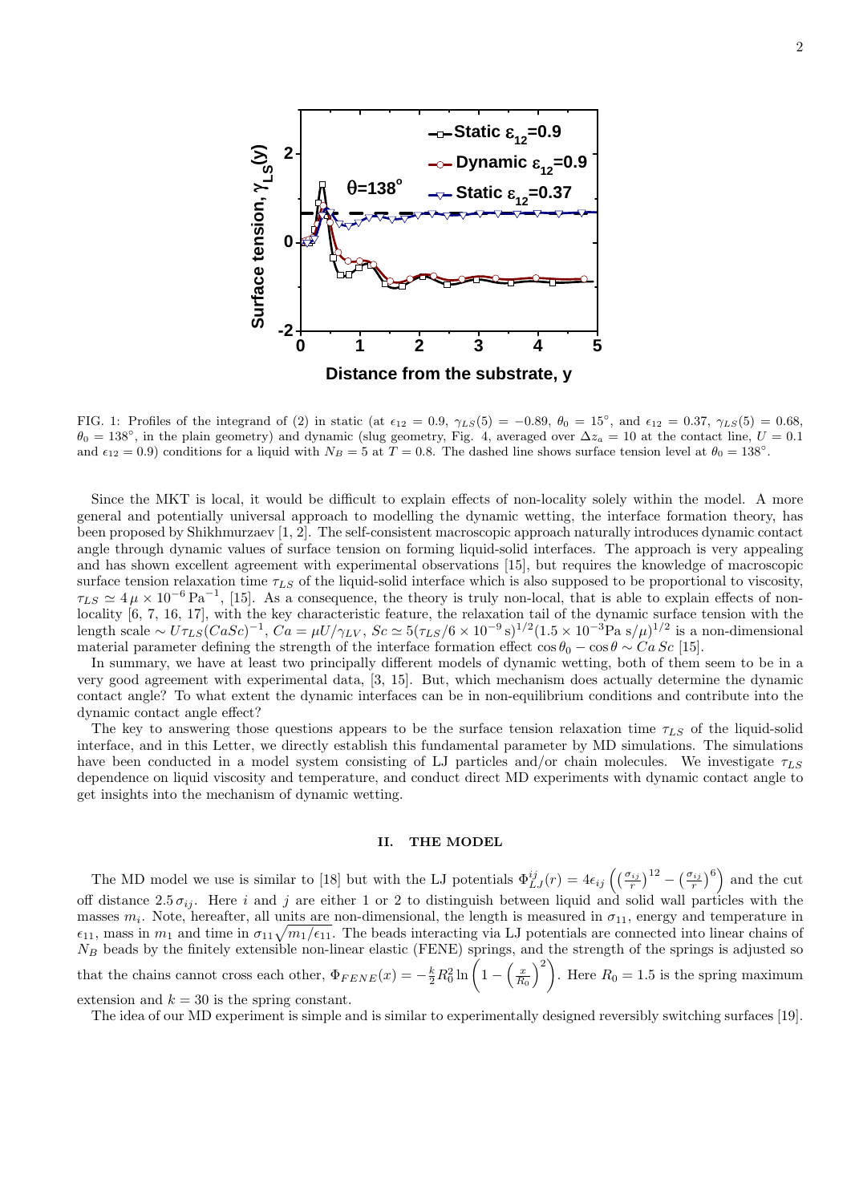FIG. 1: Profiles of the integrand of (2) in static (at $\epsilon_{12} = 0.9$, $\gamma_{LS}(5) = -0.89$, $\theta_0 = 15^\circ$, and $\epsilon_{12} = 0.37$, $\gamma_{LS}(5) = 0.68$, $\theta_0 = 138^\circ$, in the plain geometry) and dynamic (slug geometry, Fig. 4, averaged over $\Delta z_a = 10$ at the contact line, $U = 0.1$ and $\epsilon_{12} = 0.9$) conditions for a liquid with $N_B = 5$ at $T = 0.8$. The dashed line shows surface tension level at $\theta_0 = 138^\circ$.

Since the MKT is local, it would be difficult to explain effects of non-locality solely within the model. A more general and potentially universal approach to modelling the dynamic wetting, the interface formation theory, has been proposed by Shikhmurzaev [1, 2]. The self-consistent macroscopic approach naturally introduces dynamic contact angle through dynamic values of surface tension on forming liquid-solid interfaces. The approach is very appealing and has shown excellent agreement with experimental observations [15], but requires the knowledge of macroscopic surface tension relaxation time $\tau_{LS}$ of the liquid-solid interface which is also supposed to be proportional to viscosity, $\tau_{LS} \simeq 4\,\mu \times 10^{-6}\,\mathrm{Pa}^{-1}$, [15]. As a consequence, the theory is truly non-local, that is able to explain effects of non-locality [6, 7, 16, 17], with the key characteristic feature, the relaxation tail of the dynamic surface tension with the length scale $\sim U\tau_{LS}(CaSc)^{-1}$, $Ca = \mu U/\gamma_{LV}$, $Sc \simeq 5(\tau_{LS}/6 \times 10^{-9}\,\mathrm{s})^{1/2}(1.5 \times 10^{-3}\mathrm{Pa\ s}/\mu)^{1/2}$ is a non-dimensional material parameter defining the strength of the interface formation effect $\cos\theta_0 - \cos\theta \sim Ca\,Sc$ [15].

In summary, we have at least two principally different models of dynamic wetting, both of them seem to be in a very good agreement with experimental data, [3, 15]. But, which mechanism does actually determine the dynamic contact angle? To what extent the dynamic interfaces can be in non-equilibrium conditions and contribute into the dynamic contact angle effect?

The key to answering those questions appears to be the surface tension relaxation time $\tau_{LS}$ of the liquid-solid interface, and in this Letter, we directly establish this fundamental parameter by MD simulations. The simulations have been conducted in a model system consisting of LJ particles and/or chain molecules. We investigate $\tau_{LS}$ dependence on liquid viscosity and temperature, and conduct direct MD experiments with dynamic contact angle to get insights into the mechanism of dynamic wetting.

## II. THE MODEL

The MD model we use is similar to [18] but with the LJ potentials $\Phi_{LJ}^{ij}(r) = 4\epsilon_{ij}\left(\left(\frac{\sigma_{ij}}{r}\right)^{12} - \left(\frac{\sigma_{ij}}{r}\right)^{6}\right)$ and the cut off distance $2.5\,\sigma_{ij}$. Here $i$ and $j$ are either 1 or 2 to distinguish between liquid and solid wall particles with the masses $m_i$. Note, hereafter, all units are non-dimensional, the length is measured in $\sigma_{11}$, energy and temperature in $\epsilon_{11}$, mass in $m_1$ and time in $\sigma_{11}\sqrt{m_1/\epsilon_{11}}$. The beads interacting via LJ potentials are connected into linear chains of $N_B$ beads by the finitely extensible non-linear elastic (FENE) springs, and the strength of the springs is adjusted so that the chains cannot cross each other, $\Phi_{FENE}(x) = -\frac{k}{2}R_0^2 \ln\left(1 - \left(\frac{x}{R_0}\right)^2\right)$. Here $R_0 = 1.5$ is the spring maximum extension and $k = 30$ is the spring constant.

The idea of our MD experiment is simple and is similar to experimentally designed reversibly switching surfaces [19].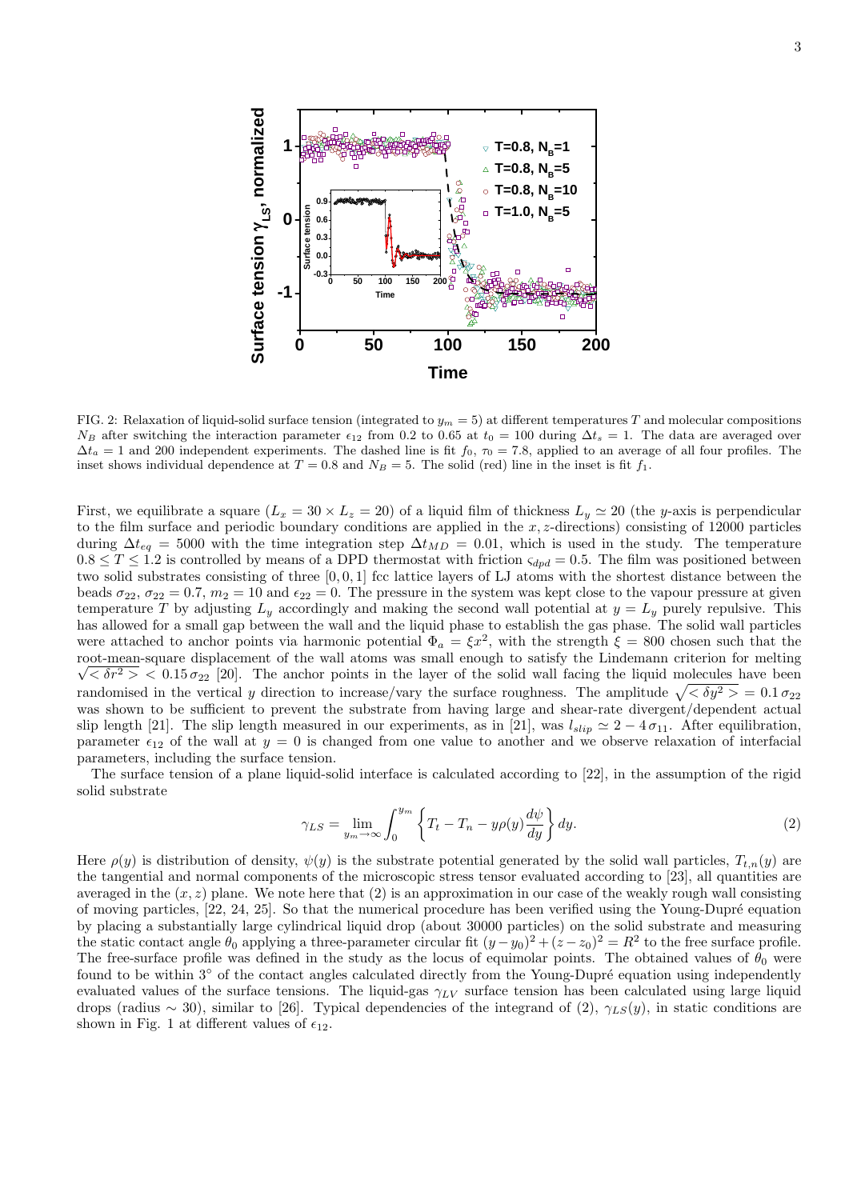FIG. 2: Relaxation of liquid-solid surface tension (integrated to $y_m = 5$) at different temperatures $T$ and molecular compositions $N_B$ after switching the interaction parameter $\epsilon_{12}$ from 0.2 to 0.65 at $t_0 = 100$ during $\Delta t_s = 1$. The data are averaged over $\Delta t_a = 1$ and 200 independent experiments. The dashed line is fit $f_0$, $\tau_0 = 7.8$, applied to an average of all four profiles. The inset shows individual dependence at $T = 0.8$ and $N_B = 5$. The solid (red) line in the inset is fit $f_1$.

First, we equilibrate a square ($L_x = 30 \times L_z = 20$) of a liquid film of thickness $L_y \simeq 20$ (the $y$-axis is perpendicular to the film surface and periodic boundary conditions are applied in the $x, z$-directions) consisting of 12000 particles during $\Delta t_{eq} = 5000$ with the time integration step $\Delta t_{MD} = 0.01$, which is used in the study. The temperature $0.8 \leq T \leq 1.2$ is controlled by means of a DPD thermostat with friction $\varsigma_{dpd} = 0.5$. The film was positioned between two solid substrates consisting of three $[0, 0, 1]$ fcc lattice layers of LJ atoms with the shortest distance between the beads $\sigma_{22}$, $\sigma_{22} = 0.7$, $m_2 = 10$ and $\epsilon_{22} = 0$. The pressure in the system was kept close to the vapour pressure at given temperature $T$ by adjusting $L_y$ accordingly and making the second wall potential at $y = L_y$ purely repulsive. This has allowed for a small gap between the wall and the liquid phase to establish the gas phase. The solid wall particles were attached to anchor points via harmonic potential $\Phi_a = \xi x^2$, with the strength $\xi = 800$ chosen such that the root-mean-square displacement of the wall atoms was small enough to satisfy the Lindemann criterion for melting $\sqrt{<\delta r^2>} < 0.15\,\sigma_{22}$ [20]. The anchor points in the layer of the solid wall facing the liquid molecules have been randomised in the vertical $y$ direction to increase/vary the surface roughness. The amplitude $\sqrt{<\delta y^2>} = 0.1\,\sigma_{22}$ was shown to be sufficient to prevent the substrate from having large and shear-rate divergent/dependent actual slip length [21]. The slip length measured in our experiments, as in [21], was $l_{slip} \simeq 2 - 4\,\sigma_{11}$. After equilibration, parameter $\epsilon_{12}$ of the wall at $y = 0$ is changed from one value to another and we observe relaxation of interfacial parameters, including the surface tension.

The surface tension of a plane liquid-solid interface is calculated according to [22], in the assumption of the rigid solid substrate

$$\gamma_{LS} = \lim_{y_m \to \infty} \int_0^{y_m} \left\{ T_t - T_n - y\rho(y) \frac{d\psi}{dy} \right\} dy. \tag{2}$$

Here $\rho(y)$ is distribution of density, $\psi(y)$ is the substrate potential generated by the solid wall particles, $T_{t,n}(y)$ are the tangential and normal components of the microscopic stress tensor evaluated according to [23], all quantities are averaged in the $(x, z)$ plane. We note here that (2) is an approximation in our case of the weakly rough wall consisting of moving particles, [22, 24, 25]. So that the numerical procedure has been verified using the Young-Dupré equation by placing a substantially large cylindrical liquid drop (about 30000 particles) on the solid substrate and measuring the static contact angle $\theta_0$ applying a three-parameter circular fit $(y - y_0)^2 + (z - z_0)^2 = R^2$ to the free surface profile. The free-surface profile was defined in the study as the locus of equimolar points. The obtained values of $\theta_0$ were found to be within $3^\circ$ of the contact angles calculated directly from the Young-Dupré equation using independently evaluated values of the surface tensions. The liquid-gas $\gamma_{LV}$ surface tension has been calculated using large liquid drops (radius $\sim 30$), similar to [26]. Typical dependencies of the integrand of (2), $\gamma_{LS}(y)$, in static conditions are shown in Fig. 1 at different values of $\epsilon_{12}$.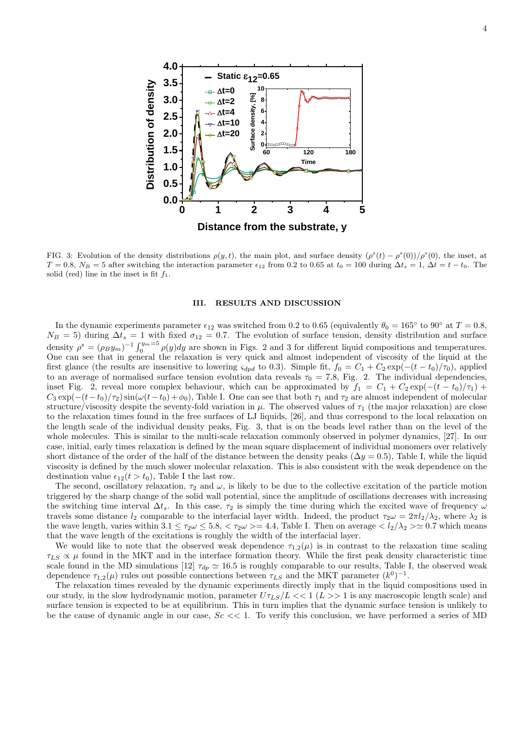FIG. 3: Evolution of the density distributions $\rho(y,t)$, the main plot, and surface density $(\rho^s(t)-\rho^s(0))/\rho^s(0)$, the inset, at $T=0.8$, $N_B=5$ after switching the interaction parameter $\epsilon_{12}$ from 0.2 to 0.65 at $t_0=100$ during $\Delta t_s=1$, $\Delta t = t-t_0$. The solid (red) line in the inset is fit $f_1$.

## III. RESULTS AND DISCUSSION

In the dynamic experiments parameter $\epsilon_{12}$ was switched from 0.2 to 0.65 (equivalently $\theta_0 = 165^\circ$ to $90^\circ$ at $T=0.8$, $N_B=5$) during $\Delta t_s = 1$ with fixed $\sigma_{12}=0.7$. The evolution of surface tension, density distribution and surface density $\rho^s = (\rho_B y_m)^{-1}\int_0^{y_m=5}\rho(y)dy$ are shown in Figs. 2 and 3 for different liquid compositions and temperatures. One can see that in general the relaxation is very quick and almost independent of viscosity of the liquid at the first glance (the results are insensitive to lowering $\varsigma_{dpd}$ to 0.3). Simple fit, $f_0 = C_1 + C_2\exp(-(t-t_0)/\tau_0)$, applied to an average of normalised surface tension evolution data reveals $\tau_0 = 7.8$, Fig. 2. The individual dependencies, inset Fig. 2, reveal more complex behaviour, which can be approximated by $f_1 = C_1 + C_2\exp(-(t-t_0)/\tau_1) + C_3\exp(-(t-t_0)/\tau_2)\sin(\omega(t-t_0)+\phi_0)$, Table I. One can see that both $\tau_1$ and $\tau_2$ are almost independent of molecular structure/viscosity despite the seventy-fold variation in $\mu$. The observed values of $\tau_1$ (the major relaxation) are close to the relaxation times found in the free surfaces of LJ liquids, [26], and thus correspond to the local relaxation on the length scale of the individual density peaks, Fig. 3, that is on the beads level rather than on the level of the whole molecules. This is similar to the multi-scale relaxation commonly observed in polymer dynamics, [27]. In our case, initial, early times relaxation is defined by the mean square displacement of individual monomers over relatively short distance of the order of the half of the distance between the density peaks ($\Delta y = 0.5$), Table I, while the liquid viscosity is defined by the much slower molecular relaxation. This is also consistent with the weak dependence on the destination value $\epsilon_{12}(t > t_0)$, Table I the last row.

The second, oscillatory relaxation, $\tau_2$ and $\omega$, is likely to be due to the collective excitation of the particle motion triggered by the sharp change of the solid wall potential, since the amplitude of oscillations decreases with increasing the switching time interval $\Delta t_s$. In this case, $\tau_2$ is simply the time during which the excited wave of frequency $\omega$ travels some distance $l_2$ comparable to the interfacial layer width. Indeed, the product $\tau_2\omega = 2\pi l_2/\lambda_2$, where $\lambda_2$ is the wave length, varies within $3.1 \le \tau_2\omega \le 5.8$, $<\tau_2\omega> = 4.4$, Table I. Then on average $<l_2/\lambda_2> \simeq 0.7$ which means that the wave length of the excitations is roughly the width of the interfacial layer.

We would like to note that the observed weak dependence $\tau_{1,2}(\mu)$ is in contrast to the relaxation time scaling $\tau_{LS} \propto \mu$ found in the MKT and in the interface formation theory. While the first peak density characteristic time scale found in the MD simulations [12] $\tau_{dp} \simeq 16.5$ is roughly comparable to our results, Table I, the observed weak dependence $\tau_{1,2}(\mu)$ rules out possible connections between $\tau_{LS}$ and the MKT parameter $(k^0)^{-1}$.

The relaxation times revealed by the dynamic experiments directly imply that in the liquid compositions used in our study, in the slow hydrodynamic motion, parameter $U\tau_{LS}/L << 1$ ($L >> 1$ is any macroscopic length scale) and surface tension is expected to be at equilibrium. This in turn implies that the dynamic surface tension is unlikely to be the cause of dynamic angle in our case, $Sc << 1$. To verify this conclusion, we have performed a series of MD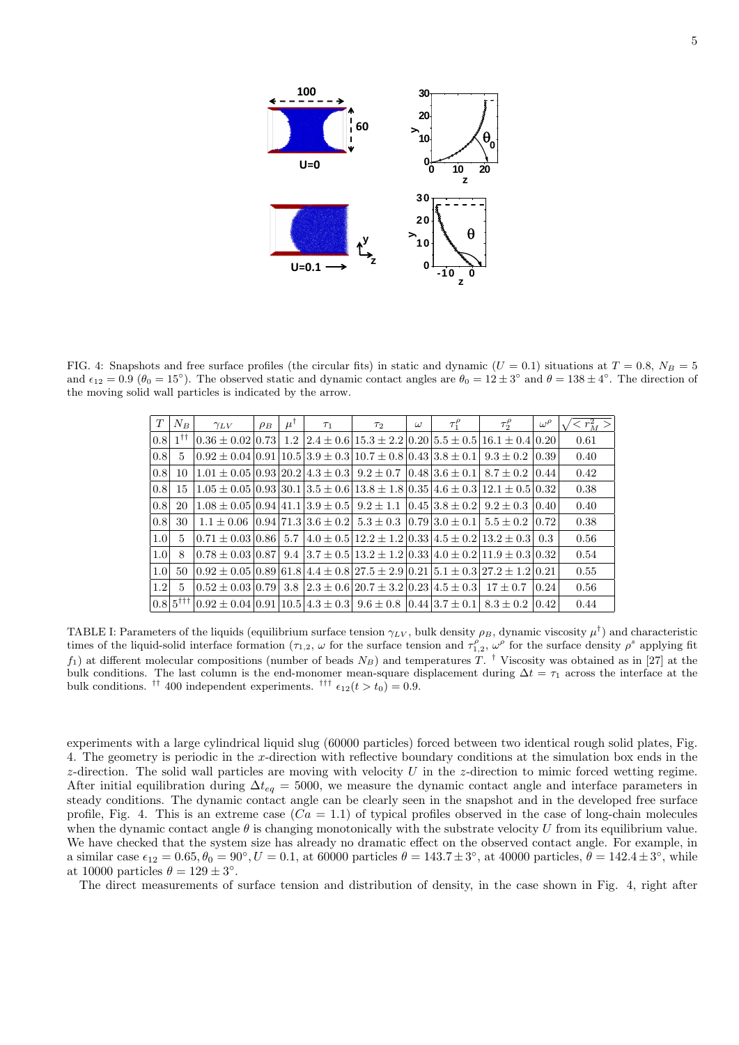FIG. 4: Snapshots and free surface profiles (the circular fits) in static and dynamic ($U = 0.1$) situations at $T = 0.8$, $N_B = 5$ and $\epsilon_{12} = 0.9$ ($\theta_0 = 15^\circ$). The observed static and dynamic contact angles are $\theta_0 = 12 \pm 3^\circ$ and $\theta = 138 \pm 4^\circ$. The direction of the moving solid wall particles is indicated by the arrow.

| $T$ | $N_B$ | $\gamma_{LV}$ | $\rho_B$ | $\mu^\dagger$ | $\tau_1$ | $\tau_2$ | $\omega$ | $\tau_1^\rho$ | $\tau_2^\rho$ | $\omega^\rho$ | $\sqrt{<r_M^2>}$ |
|---|---|---|---|---|---|---|---|---|---|---|---|
| 0.8 | $1^{\dagger\dagger}$ | $0.36 \pm 0.02$ | 0.73 | 1.2 | $2.4 \pm 0.6$ | $15.3 \pm 2.2$ | 0.20 | $5.5 \pm 0.5$ | $16.1 \pm 0.4$ | 0.20 | 0.61 |
| 0.8 | 5 | $0.92 \pm 0.04$ | 0.91 | 10.5 | $3.9 \pm 0.3$ | $10.7 \pm 0.8$ | 0.43 | $3.8 \pm 0.1$ | $9.3 \pm 0.2$ | 0.39 | 0.40 |
| 0.8 | 10 | $1.01 \pm 0.05$ | 0.93 | 20.2 | $4.3 \pm 0.3$ | $9.2 \pm 0.7$ | 0.48 | $3.6 \pm 0.1$ | $8.7 \pm 0.2$ | 0.44 | 0.42 |
| 0.8 | 15 | $1.05 \pm 0.05$ | 0.93 | 30.1 | $3.5 \pm 0.6$ | $13.8 \pm 1.8$ | 0.35 | $4.6 \pm 0.3$ | $12.1 \pm 0.5$ | 0.32 | 0.38 |
| 0.8 | 20 | $1.08 \pm 0.05$ | 0.94 | 41.1 | $3.9 \pm 0.5$ | $9.2 \pm 1.1$ | 0.45 | $3.8 \pm 0.2$ | $9.2 \pm 0.3$ | 0.40 | 0.40 |
| 0.8 | 30 | $1.1 \pm 0.06$ | 0.94 | 71.3 | $3.6 \pm 0.2$ | $5.3 \pm 0.3$ | 0.79 | $3.0 \pm 0.1$ | $5.5 \pm 0.2$ | 0.72 | 0.38 |
| 1.0 | 5 | $0.71 \pm 0.03$ | 0.86 | 5.7 | $4.0 \pm 0.5$ | $12.2 \pm 1.2$ | 0.33 | $4.5 \pm 0.2$ | $13.2 \pm 0.3$ | 0.3 | 0.56 |
| 1.0 | 8 | $0.78 \pm 0.03$ | 0.87 | 9.4 | $3.7 \pm 0.5$ | $13.2 \pm 1.2$ | 0.33 | $4.0 \pm 0.2$ | $11.9 \pm 0.3$ | 0.32 | 0.54 |
| 1.0 | 50 | $0.92 \pm 0.05$ | 0.89 | 61.8 | $4.4 \pm 0.8$ | $27.5 \pm 2.9$ | 0.21 | $5.1 \pm 0.3$ | $27.2 \pm 1.2$ | 0.21 | 0.55 |
| 1.2 | 5 | $0.52 \pm 0.03$ | 0.79 | 3.8 | $2.3 \pm 0.6$ | $20.7 \pm 3.2$ | 0.23 | $4.5 \pm 0.3$ | $17 \pm 0.7$ | 0.24 | 0.56 |
| 0.8 | $5^{\dagger\dagger\dagger}$ | $0.92 \pm 0.04$ | 0.91 | 10.5 | $4.3 \pm 0.3$ | $9.6 \pm 0.8$ | 0.44 | $3.7 \pm 0.1$ | $8.3 \pm 0.2$ | 0.42 | 0.44 |

TABLE I: Parameters of the liquids (equilibrium surface tension $\gamma_{LV}$, bulk density $\rho_B$, dynamic viscosity $\mu^\dagger$) and characteristic times of the liquid-solid interface formation ($\tau_{1,2}$, $\omega$ for the surface tension and $\tau_{1,2}^\rho$, $\omega^\rho$ for the surface density $\rho^s$ applying fit $f_1$) at different molecular compositions (number of beads $N_B$) and temperatures $T$. $^\dagger$ Viscosity was obtained as in [27] at the bulk conditions. The last column is the end-monomer mean-square displacement during $\Delta t = \tau_1$ across the interface at the bulk conditions. $^{\dagger\dagger}$ 400 independent experiments. $^{\dagger\dagger\dagger}$ $\epsilon_{12}(t > t_0) = 0.9$.

experiments with a large cylindrical liquid slug (60000 particles) forced between two identical rough solid plates, Fig. 4. The geometry is periodic in the $x$-direction with reflective boundary conditions at the simulation box ends in the $z$-direction. The solid wall particles are moving with velocity $U$ in the $z$-direction to mimic forced wetting regime. After initial equilibration during $\Delta t_{eq} = 5000$, we measure the dynamic contact angle and interface parameters in steady conditions. The dynamic contact angle can be clearly seen in the snapshot and in the developed free surface profile, Fig. 4. This is an extreme case ($Ca = 1.1$) of typical profiles observed in the case of long-chain molecules when the dynamic contact angle $\theta$ is changing monotonically with the substrate velocity $U$ from its equilibrium value. We have checked that the system size has already no dramatic effect on the observed contact angle. For example, in a similar case $\epsilon_{12} = 0.65, \theta_0 = 90^\circ, U = 0.1$, at 60000 particles $\theta = 143.7 \pm 3^\circ$, at 40000 particles, $\theta = 142.4 \pm 3^\circ$, while at 10000 particles $\theta = 129 \pm 3^\circ$.

The direct measurements of surface tension and distribution of density, in the case shown in Fig. 4, right after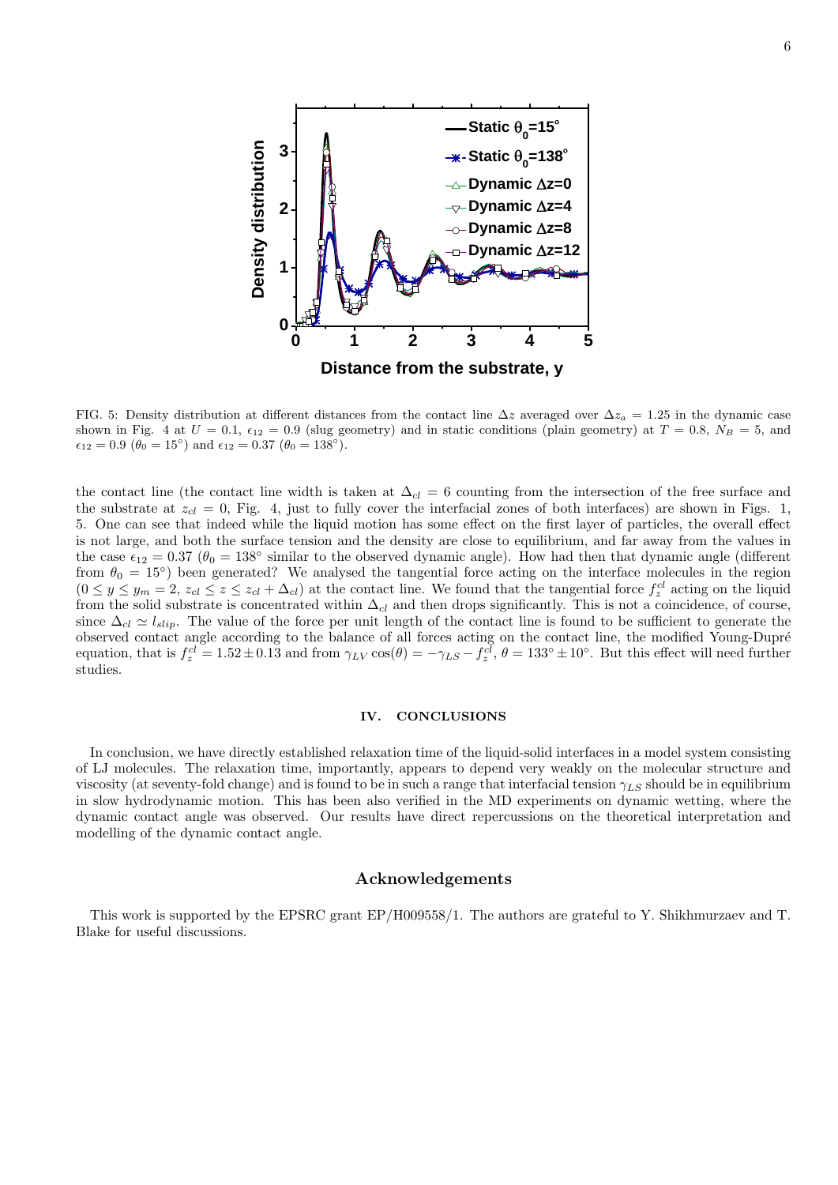FIG. 5: Density distribution at different distances from the contact line $\Delta z$ averaged over $\Delta z_a = 1.25$ in the dynamic case shown in Fig. 4 at $U = 0.1$, $\epsilon_{12} = 0.9$ (slug geometry) and in static conditions (plain geometry) at $T = 0.8$, $N_B = 5$, and $\epsilon_{12} = 0.9$ ($\theta_0 = 15^\circ$) and $\epsilon_{12} = 0.37$ ($\theta_0 = 138^\circ$).

the contact line (the contact line width is taken at $\Delta_{cl} = 6$ counting from the intersection of the free surface and the substrate at $z_{cl} = 0$, Fig. 4, just to fully cover the interfacial zones of both interfaces) are shown in Figs. 1, 5. One can see that indeed while the liquid motion has some effect on the first layer of particles, the overall effect is not large, and both the surface tension and the density are close to equilibrium, and far away from the values in the case $\epsilon_{12} = 0.37$ ($\theta_0 = 138^\circ$ similar to the observed dynamic angle). How had then that dynamic angle (different from $\theta_0 = 15^\circ$) been generated? We analysed the tangential force acting on the interface molecules in the region ($0 \leq y \leq y_m = 2$, $z_{cl} \leq z \leq z_{cl} + \Delta_{cl}$) at the contact line. We found that the tangential force $f_z^{cl}$ acting on the liquid from the solid substrate is concentrated within $\Delta_{cl}$ and then drops significantly. This is not a coincidence, of course, since $\Delta_{cl} \simeq l_{slip}$. The value of the force per unit length of the contact line is found to be sufficient to generate the observed contact angle according to the balance of all forces acting on the contact line, the modified Young-Dupré equation, that is $f_z^{cl} = 1.52 \pm 0.13$ and from $\gamma_{LV} \cos(\theta) = -\gamma_{LS} - f_z^{cl}$, $\theta = 133^\circ \pm 10^\circ$. But this effect will need further studies.

## IV. CONCLUSIONS

In conclusion, we have directly established relaxation time of the liquid-solid interfaces in a model system consisting of LJ molecules. The relaxation time, importantly, appears to depend very weakly on the molecular structure and viscosity (at seventy-fold change) and is found to be in such a range that interfacial tension $\gamma_{LS}$ should be in equilibrium in slow hydrodynamic motion. This has been also verified in the MD experiments on dynamic wetting, where the dynamic contact angle was observed. Our results have direct repercussions on the theoretical interpretation and modelling of the dynamic contact angle.

## Acknowledgements

This work is supported by the EPSRC grant EP/H009558/1. The authors are grateful to Y. Shikhmurzaev and T. Blake for useful discussions.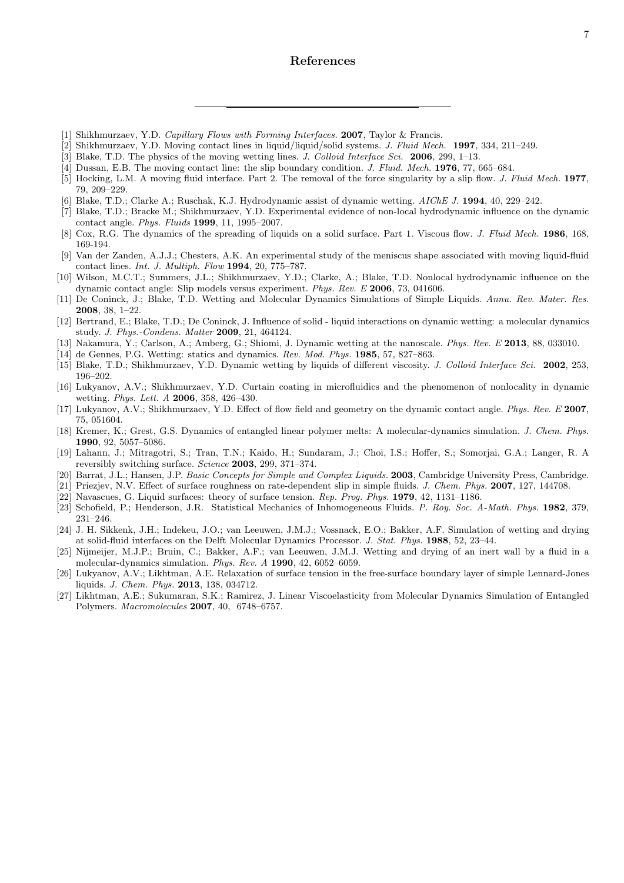# References

[1] Shikhmurzaev, Y.D. *Capillary Flows with Forming Interfaces.* **2007**, Taylor & Francis.

[2] Shikhmurzaev, Y.D. Moving contact lines in liquid/liquid/solid systems. *J. Fluid Mech.* **1997**, 334, 211–249.

[3] Blake, T.D. The physics of the moving wetting lines. *J. Colloid Interface Sci.* **2006**, 299, 1–13.

[4] Dussan, E.B. The moving contact line: the slip boundary condition. *J. Fluid. Mech.* **1976**, 77, 665–684.

[5] Hocking, L.M. A moving fluid interface. Part 2. The removal of the force singularity by a slip flow. *J. Fluid Mech.* **1977**, 79, 209–229.

[6] Blake, T.D.; Clarke A.; Ruschak, K.J. Hydrodynamic assist of dynamic wetting. *AIChE J.* **1994**, 40, 229–242.

[7] Blake, T.D.; Bracke M.; Shikhmurzaev, Y.D. Experimental evidence of non-local hydrodynamic influence on the dynamic contact angle. *Phys. Fluids* **1999**, 11, 1995–2007.

[8] Cox, R.G. The dynamics of the spreading of liquids on a solid surface. Part 1. Viscous flow. *J. Fluid Mech.* **1986**, 168, 169-194.

[9] Van der Zanden, A.J.J.; Chesters, A.K. An experimental study of the meniscus shape associated with moving liquid-fluid contact lines. *Int. J. Multiph. Flow* **1994**, 20, 775–787.

[10] Wilson, M.C.T.; Summers, J.L.; Shikhmurzaev, Y.D.; Clarke, A.; Blake, T.D. Nonlocal hydrodynamic influence on the dynamic contact angle: Slip models versus experiment. *Phys. Rev. E* **2006**, 73, 041606.

[11] De Coninck, J.; Blake, T.D. Wetting and Molecular Dynamics Simulations of Simple Liquids. *Annu. Rev. Mater. Res.* **2008**, 38, 1–22.

[12] Bertrand, E.; Blake, T.D.; De Coninck, J. Influence of solid - liquid interactions on dynamic wetting: a molecular dynamics study. *J. Phys.-Condens. Matter* **2009**, 21, 464124.

[13] Nakamura, Y.; Carlson, A.; Amberg, G.; Shiomi, J. Dynamic wetting at the nanoscale. *Phys. Rev. E* **2013**, 88, 033010.

[14] de Gennes, P.G. Wetting: statics and dynamics. *Rev. Mod. Phys.* **1985**, 57, 827–863.

[15] Blake, T.D.; Shikhmurzaev, Y.D. Dynamic wetting by liquids of different viscosity. *J. Colloid Interface Sci.* **2002**, 253, 196–202.

[16] Lukyanov, A.V.; Shikhmurzaev, Y.D. Curtain coating in microfluidics and the phenomenon of nonlocality in dynamic wetting. *Phys. Lett. A* **2006**, 358, 426–430.

[17] Lukyanov, A.V.; Shikhmurzaev, Y.D. Effect of flow field and geometry on the dynamic contact angle. *Phys. Rev. E* **2007**, 75, 051604.

[18] Kremer, K.; Grest, G.S. Dynamics of entangled linear polymer melts: A molecular-dynamics simulation. *J. Chem. Phys.* **1990**, 92, 5057–5086.

[19] Lahann, J.; Mitragotri, S.; Tran, T.N.; Kaido, H.; Sundaram, J.; Choi, I.S.; Hoffer, S.; Somorjai, G.A.; Langer, R. A reversibly switching surface. *Science* **2003**, 299, 371–374.

[20] Barrat, J.L.; Hansen, J.P. *Basic Concepts for Simple and Complex Liquids.* **2003**, Cambridge University Press, Cambridge.

[21] Priezjev, N.V. Effect of surface roughness on rate-dependent slip in simple fluids. *J. Chem. Phys.* **2007**, 127, 144708.

[22] Navascues, G. Liquid surfaces: theory of surface tension. *Rep. Prog. Phys.* **1979**, 42, 1131–1186.

[23] Schofield, P.; Henderson, J.R. Statistical Mechanics of Inhomogeneous Fluids. *P. Roy. Soc. A-Math. Phys.* **1982**, 379, 231–246.

[24] J. H. Sikkenk, J.H.; Indekeu, J.O.; van Leeuwen, J.M.J.; Vossnack, E.O.; Bakker, A.F. Simulation of wetting and drying at solid-fluid interfaces on the Delft Molecular Dynamics Processor. *J. Stat. Phys.* **1988**, 52, 23–44.

[25] Nijmeijer, M.J.P.; Bruin, C.; Bakker, A.F.; van Leeuwen, J.M.J. Wetting and drying of an inert wall by a fluid in a molecular-dynamics simulation. *Phys. Rev. A* **1990**, 42, 6052–6059.

[26] Lukyanov, A.V.; Likhtman, A.E. Relaxation of surface tension in the free-surface boundary layer of simple Lennard-Jones liquids. *J. Chem. Phys.* **2013**, 138, 034712.

[27] Likhtman, A.E.; Sukumaran, S.K.; Ramirez, J. Linear Viscoelasticity from Molecular Dynamics Simulation of Entangled Polymers. *Macromolecules* **2007**, 40, 6748–6757.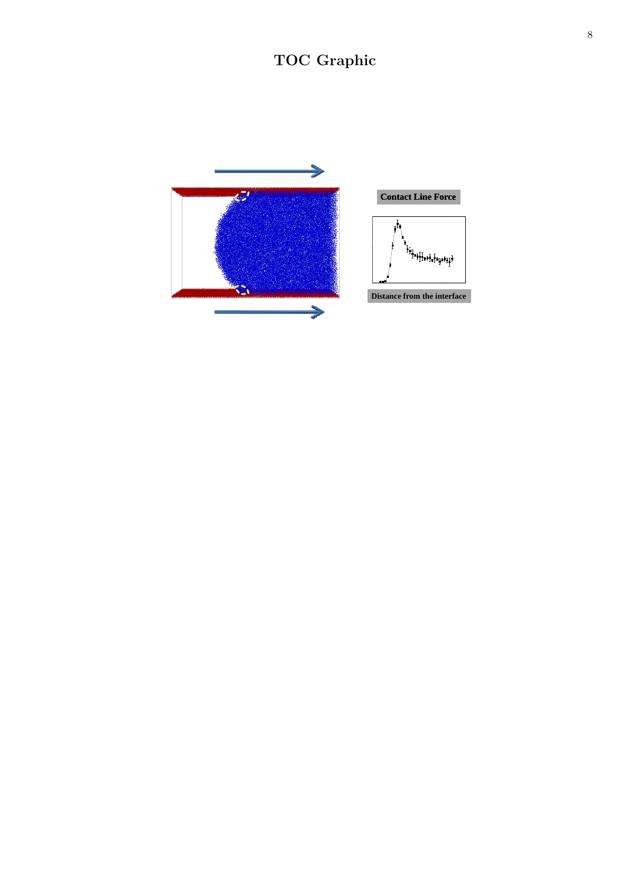# TOC Graphic

Contact Line Force

Distance from the interface